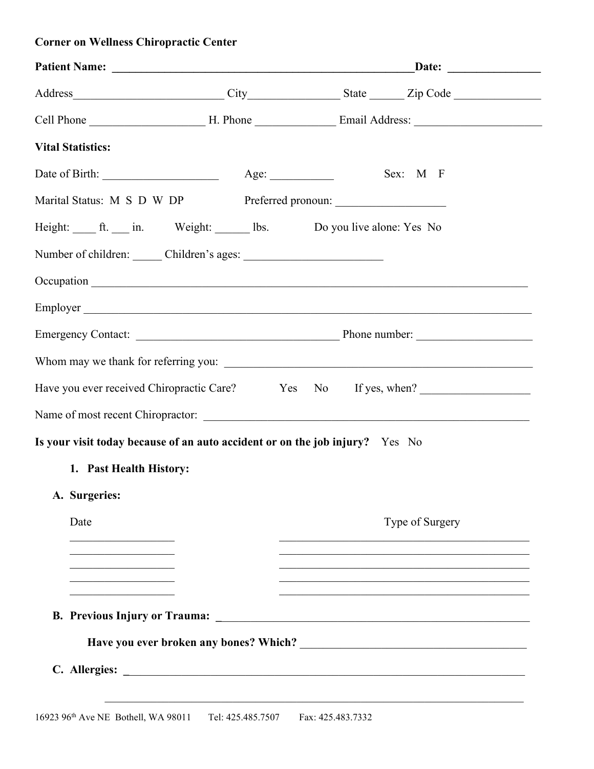**Corner on Wellness Chiropractic Center**

**Patient Name: \_\_\_\_\_\_\_\_\_\_\_\_\_\_\_\_\_\_\_\_\_\_\_\_\_\_\_\_\_\_\_\_\_\_\_\_\_\_\_\_\_\_\_\_\_\_\_\_\_\_\_\_Date: \_\_\_\_\_\_\_\_\_\_\_\_\_\_\_\_**

Address\_\_\_\_\_\_\_\_\_\_\_\_\_\_\_\_\_\_\_\_\_\_\_\_\_\_ City\_\_\_\_\_\_\_\_\_\_\_\_\_\_\_\_ State \_\_\_\_\_\_ Zip Code \_\_\_\_\_\_\_\_\_\_\_\_\_\_\_

Cell Phone \_\_\_\_\_\_\_\_\_\_\_\_\_\_\_\_\_\_\_\_ H. Phone \_\_\_\_\_\_\_\_\_\_\_\_\_\_ Email Address: \_\_\_\_\_\_\_\_\_\_\_\_\_\_\_\_\_\_\_\_\_\_

**Vital Statistics:**

Date of Birth: \_\_\_\_\_\_\_\_\_\_\_\_\_\_\_\_\_\_\_\_ Age: \_\_\_\_\_\_\_\_\_\_\_ Sex: M F

Marital Status: M S D W DP Preferred pronoun: \_\_\_\_\_\_\_\_\_\_\_\_\_\_\_\_\_\_\_

Height: \_\_\_\_ ft. \_\_\_ in. Weight: \_\_\_\_\_\_ lbs. Do you live alone: Yes No

Number of children: \_\_\_\_\_ Children's ages: \_\_\_\_\_\_\_\_\_\_\_\_\_\_\_\_\_\_\_\_\_\_\_\_

Occupation \_\_\_\_\_\_\_\_\_\_\_\_\_\_\_\_\_\_\_\_\_\_\_\_\_\_\_\_\_\_\_\_\_\_\_\_\_\_\_\_\_\_\_\_\_\_\_\_\_\_\_\_\_\_\_\_\_\_\_\_\_\_\_\_\_\_\_\_\_\_\_\_\_

Employer \_\_\_\_\_\_\_\_\_\_\_\_\_\_\_\_\_\_\_\_\_\_\_\_\_\_\_\_\_\_\_\_\_\_\_\_\_\_\_\_\_\_\_\_\_\_\_\_\_\_\_\_\_\_\_\_\_\_\_\_\_\_\_\_\_\_\_\_\_\_\_\_\_\_\_

Emergency Contact: \_\_\_\_\_\_\_\_\_\_\_\_\_\_\_\_\_\_\_\_\_\_\_\_\_\_\_\_\_\_\_\_\_\_\_\_ Phone number: \_\_\_\_\_\_\_\_\_\_\_\_\_\_\_\_\_\_\_\_

Whom may we thank for referring you: \_\_\_\_\_\_\_\_\_\_\_\_\_\_\_\_\_\_\_\_\_\_\_\_\_\_\_\_\_\_\_\_\_\_\_\_\_\_\_\_\_\_\_\_\_\_\_\_\_\_\_\_\_\_\_

Have you ever received Chiropractic Care? Yes No If yes, when? \_\_\_\_\_\_\_\_\_\_\_\_\_\_\_\_\_\_\_

Name of most recent Chiropractor: \_\_\_\_\_\_\_\_\_\_\_\_\_\_\_\_\_\_\_\_\_\_\_\_\_\_\_\_\_\_\_\_\_\_\_\_\_\_\_\_\_\_\_\_\_\_\_\_\_\_\_\_\_\_\_\_\_\_

**Is your visit today because of an auto accident or on the job injury?** Yes No

1. **Past Health History:**

**A. Surgeries:**

| Date | Type of Surgery |
| --- | --- |
| \_\_\_\_\_\_\_\_\_\_\_\_\_\_\_\_\_\_ | \_\_\_\_\_\_\_\_\_\_\_\_\_\_\_\_\_\_\_\_\_\_\_\_\_\_\_\_\_\_\_\_\_\_\_\_\_\_\_\_\_\_\_\_ |
| \_\_\_\_\_\_\_\_\_\_\_\_\_\_\_\_\_\_ | \_\_\_\_\_\_\_\_\_\_\_\_\_\_\_\_\_\_\_\_\_\_\_\_\_\_\_\_\_\_\_\_\_\_\_\_\_\_\_\_\_\_\_\_ |
| \_\_\_\_\_\_\_\_\_\_\_\_\_\_\_\_\_\_ | \_\_\_\_\_\_\_\_\_\_\_\_\_\_\_\_\_\_\_\_\_\_\_\_\_\_\_\_\_\_\_\_\_\_\_\_\_\_\_\_\_\_\_\_ |
| \_\_\_\_\_\_\_\_\_\_\_\_\_\_\_\_\_\_ | \_\_\_\_\_\_\_\_\_\_\_\_\_\_\_\_\_\_\_\_\_\_\_\_\_\_\_\_\_\_\_\_\_\_\_\_\_\_\_\_\_\_\_\_ |
| \_\_\_\_\_\_\_\_\_\_\_\_\_\_\_\_\_\_ | \_\_\_\_\_\_\_\_\_\_\_\_\_\_\_\_\_\_\_\_\_\_\_\_\_\_\_\_\_\_\_\_\_\_\_\_\_\_\_\_\_\_\_\_ |

**B. Previous Injury or Trauma: \_\_\_\_\_\_\_\_\_\_\_\_\_\_\_\_\_\_\_\_\_\_\_\_\_\_\_\_\_\_\_\_\_\_\_\_\_\_\_\_\_\_\_\_\_\_\_\_\_\_\_\_\_\_\_\_**

**Have you ever broken any bones? Which?** \_\_\_\_\_\_\_\_\_\_\_\_\_\_\_\_\_\_\_\_\_\_\_\_\_\_\_\_\_\_\_\_\_\_\_\_\_\_\_\_

**C. Allergies: \_\_\_\_\_\_\_\_\_\_\_\_\_\_\_\_\_\_\_\_\_\_\_\_\_\_\_\_\_\_\_\_\_\_\_\_\_\_\_\_\_\_\_\_\_\_\_\_\_\_\_\_\_\_\_\_\_\_\_\_\_\_\_\_\_\_\_\_\_\_\_**

\_\_\_\_\_\_\_\_\_\_\_\_\_\_\_\_\_\_\_\_\_\_\_\_\_\_\_\_\_\_\_\_\_\_\_\_\_\_\_\_\_\_\_\_\_\_\_\_\_\_\_\_\_\_\_\_\_\_\_\_\_\_\_\_\_\_\_\_\_\_\_\_\_

16923 96th Ave NE Bothell, WA 98011 Tel: 425.485.7507 Fax: 425.483.7332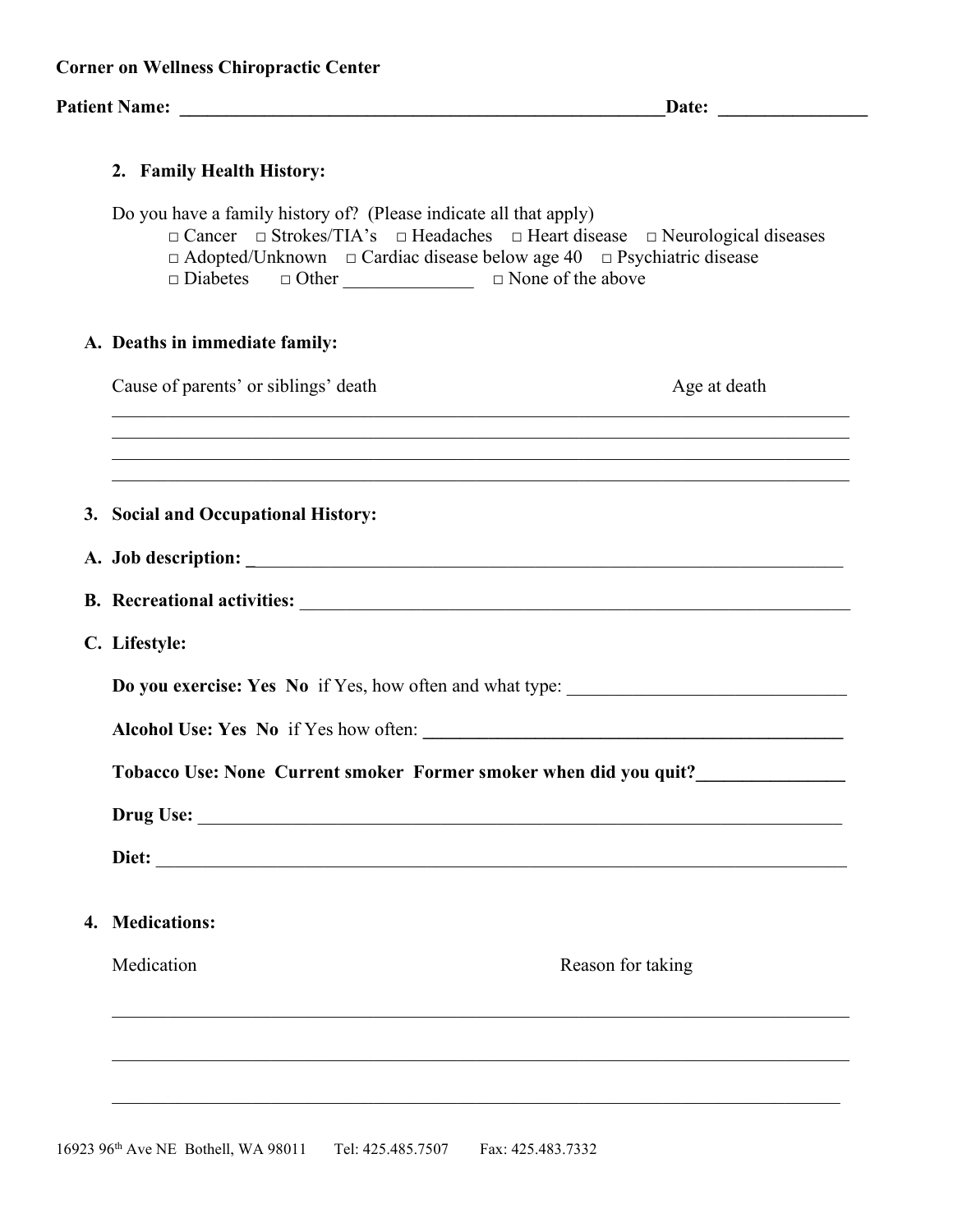**Corner on Wellness Chiropractic Center**

**Patient Name: \_\_\_\_\_\_\_\_\_\_\_\_\_\_\_\_\_\_\_\_\_\_\_\_\_\_\_\_\_\_\_\_\_\_\_\_\_\_\_\_\_\_\_\_\_\_\_\_\_\_\_\_Date: \_\_\_\_\_\_\_\_\_\_\_\_\_\_\_\_**

**2. Family Health History:**

Do you have a family history of? (Please indicate all that apply)

□ Cancer □ Strokes/TIA's □ Headaches □ Heart disease □ Neurological diseases
□ Adopted/Unknown □ Cardiac disease below age 40 □ Psychiatric disease
□ Diabetes □ Other \_\_\_\_\_\_\_\_\_\_\_\_\_\_ □ None of the above

**A. Deaths in immediate family:**

| Cause of parents' or siblings' death | Age at death |
|---|---|
| | |
| | |
| | |
| | |

**3. Social and Occupational History:**

**A. Job description:** \_\_\_\_\_\_\_\_\_\_\_\_\_\_\_\_\_\_\_\_\_\_\_\_\_\_\_\_\_\_\_\_\_\_\_\_\_\_\_\_\_\_\_\_\_\_\_\_\_\_\_\_\_\_\_\_\_\_\_\_\_\_\_\_

**B. Recreational activities:** \_\_\_\_\_\_\_\_\_\_\_\_\_\_\_\_\_\_\_\_\_\_\_\_\_\_\_\_\_\_\_\_\_\_\_\_\_\_\_\_\_\_\_\_\_\_\_\_\_\_\_\_\_\_\_\_\_\_

**C. Lifestyle:**

**Do you exercise: Yes No** if Yes, how often and what type: \_\_\_\_\_\_\_\_\_\_\_\_\_\_\_\_\_\_\_\_\_\_\_\_\_\_\_\_\_\_

**Alcohol Use: Yes No** if Yes how often: \_\_\_\_\_\_\_\_\_\_\_\_\_\_\_\_\_\_\_\_\_\_\_\_\_\_\_\_\_\_\_\_\_\_\_\_\_\_\_\_\_\_\_\_\_\_

**Tobacco Use: None Current smoker Former smoker when did you quit?\_\_\_\_\_\_\_\_\_\_\_\_\_\_\_\_**

**Drug Use:** \_\_\_\_\_\_\_\_\_\_\_\_\_\_\_\_\_\_\_\_\_\_\_\_\_\_\_\_\_\_\_\_\_\_\_\_\_\_\_\_\_\_\_\_\_\_\_\_\_\_\_\_\_\_\_\_\_\_\_\_\_\_\_\_\_\_\_\_\_\_

**Diet:** \_\_\_\_\_\_\_\_\_\_\_\_\_\_\_\_\_\_\_\_\_\_\_\_\_\_\_\_\_\_\_\_\_\_\_\_\_\_\_\_\_\_\_\_\_\_\_\_\_\_\_\_\_\_\_\_\_\_\_\_\_\_\_\_\_\_\_\_\_\_\_\_\_\_\_

**4. Medications:**

| Medication | Reason for taking |
|---|---|
| | |
| | |
| | |

16923 96th Ave NE Bothell, WA 98011 Tel: 425.485.7507 Fax: 425.483.7332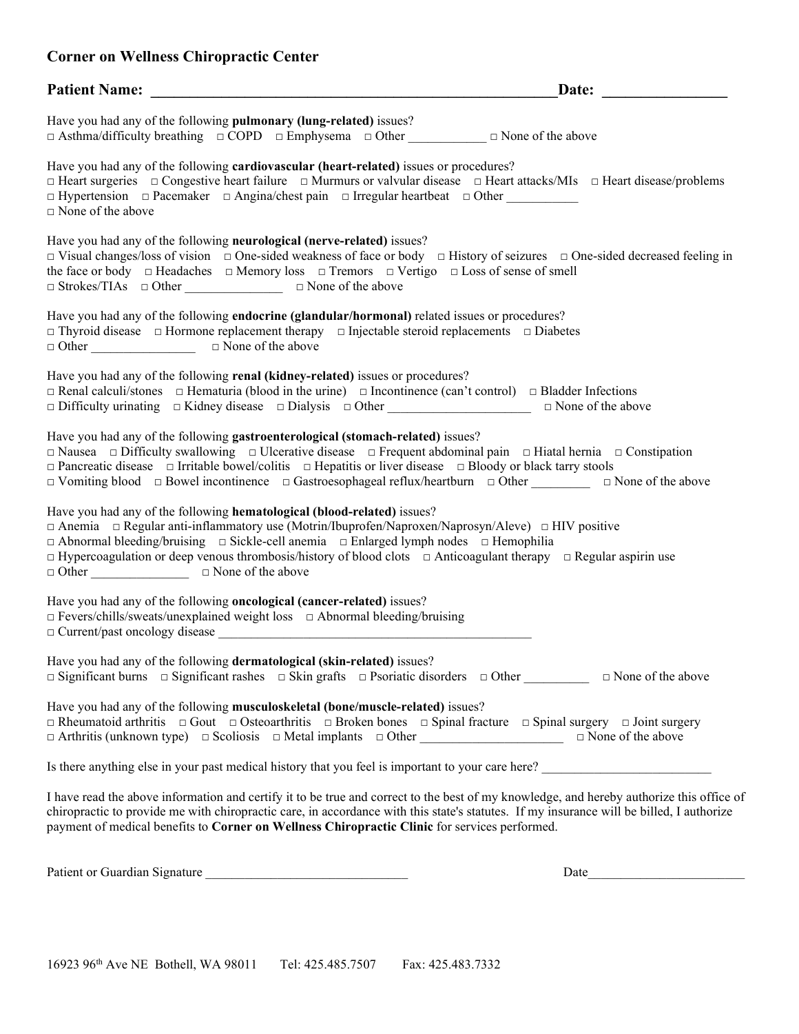**Corner on Wellness Chiropractic Center**

**Patient Name: ______________________________________________________Date: ________________**

Have you had any of the following **pulmonary (lung-related)** issues?
□ Asthma/difficulty breathing □ COPD □ Emphysema □ Other ____________ □ None of the above

Have you had any of the following **cardiovascular (heart-related)** issues or procedures?
□ Heart surgeries □ Congestive heart failure □ Murmurs or valvular disease □ Heart attacks/MIs □ Heart disease/problems
□ Hypertension □ Pacemaker □ Angina/chest pain □ Irregular heartbeat □ Other ___________
□ None of the above

Have you had any of the following **neurological (nerve-related)** issues?
□ Visual changes/loss of vision □ One-sided weakness of face or body □ History of seizures □ One-sided decreased feeling in the face or body □ Headaches □ Memory loss □ Tremors □ Vertigo □ Loss of sense of smell
□ Strokes/TIAs □ Other _______________ □ None of the above

Have you had any of the following **endocrine (glandular/hormonal)** related issues or procedures?
□ Thyroid disease □ Hormone replacement therapy □ Injectable steroid replacements □ Diabetes
□ Other ________________ □ None of the above

Have you had any of the following **renal (kidney-related)** issues or procedures?
□ Renal calculi/stones □ Hematuria (blood in the urine) □ Incontinence (can't control) □ Bladder Infections
□ Difficulty urinating □ Kidney disease □ Dialysis □ Other ______________________ □ None of the above

Have you had any of the following **gastroenterological (stomach-related)** issues?
□ Nausea □ Difficulty swallowing □ Ulcerative disease □ Frequent abdominal pain □ Hiatal hernia □ Constipation
□ Pancreatic disease □ Irritable bowel/colitis □ Hepatitis or liver disease □ Bloody or black tarry stools
□ Vomiting blood □ Bowel incontinence □ Gastroesophageal reflux/heartburn □ Other _________ □ None of the above

Have you had any of the following **hematological (blood-related)** issues?
□ Anemia □ Regular anti-inflammatory use (Motrin/Ibuprofen/Naproxen/Naprosyn/Aleve) □ HIV positive
□ Abnormal bleeding/bruising □ Sickle-cell anemia □ Enlarged lymph nodes □ Hemophilia
□ Hypercoagulation or deep venous thrombosis/history of blood clots □ Anticoagulant therapy □ Regular aspirin use
□ Other _______________ □ None of the above

Have you had any of the following **oncological (cancer-related)** issues?
□ Fevers/chills/sweats/unexplained weight loss □ Abnormal bleeding/bruising
□ Current/past oncology disease ________________________________________________

Have you had any of the following **dermatological (skin-related)** issues?
□ Significant burns □ Significant rashes □ Skin grafts □ Psoriatic disorders □ Other __________ □ None of the above

Have you had any of the following **musculoskeletal (bone/muscle-related)** issues?
□ Rheumatoid arthritis □ Gout □ Osteoarthritis □ Broken bones □ Spinal fracture □ Spinal surgery □ Joint surgery
□ Arthritis (unknown type) □ Scoliosis □ Metal implants □ Other ______________________ □ None of the above

Is there anything else in your past medical history that you feel is important to your care here? __________________________

I have read the above information and certify it to be true and correct to the best of my knowledge, and hereby authorize this office of chiropractic to provide me with chiropractic care, in accordance with this state's statutes. If my insurance will be billed, I authorize payment of medical benefits to **Corner on Wellness Chiropractic Clinic** for services performed.

Patient or Guardian Signature ________________________________ Date________________________

16923 96th Ave NE Bothell, WA 98011 Tel: 425.485.7507 Fax: 425.483.7332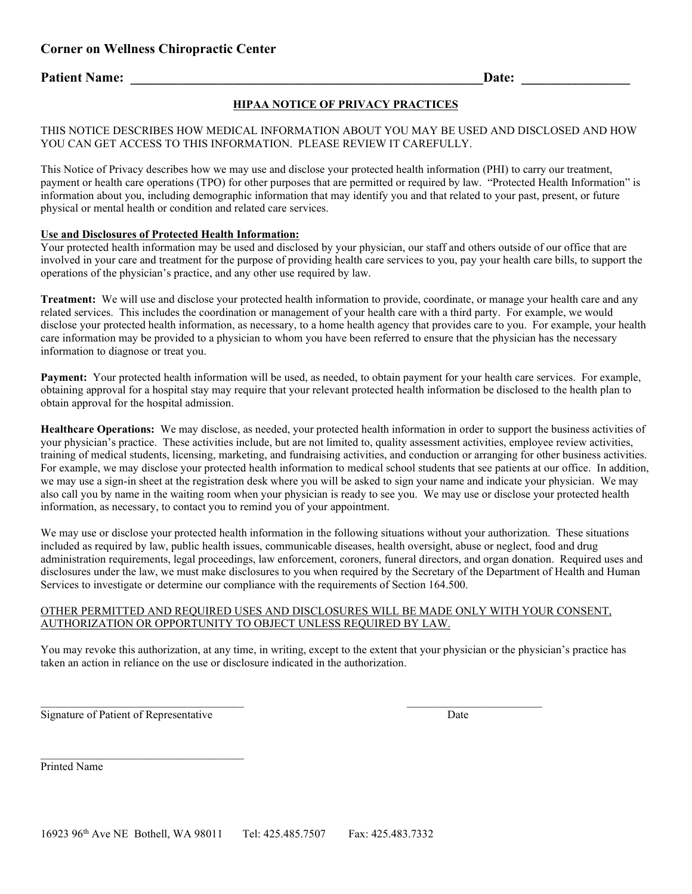**Corner on Wellness Chiropractic Center**

**Patient Name: ________________________________________________________Date: ________________**

**HIPAA NOTICE OF PRIVACY PRACTICES**

THIS NOTICE DESCRIBES HOW MEDICAL INFORMATION ABOUT YOU MAY BE USED AND DISCLOSED AND HOW YOU CAN GET ACCESS TO THIS INFORMATION. PLEASE REVIEW IT CAREFULLY.

This Notice of Privacy describes how we may use and disclose your protected health information (PHI) to carry our treatment, payment or health care operations (TPO) for other purposes that are permitted or required by law. "Protected Health Information" is information about you, including demographic information that may identify you and that related to your past, present, or future physical or mental health or condition and related care services.

**Use and Disclosures of Protected Health Information:**
Your protected health information may be used and disclosed by your physician, our staff and others outside of our office that are involved in your care and treatment for the purpose of providing health care services to you, pay your health care bills, to support the operations of the physician's practice, and any other use required by law.

**Treatment:** We will use and disclose your protected health information to provide, coordinate, or manage your health care and any related services. This includes the coordination or management of your health care with a third party. For example, we would disclose your protected health information, as necessary, to a home health agency that provides care to you. For example, your health care information may be provided to a physician to whom you have been referred to ensure that the physician has the necessary information to diagnose or treat you.

**Payment:** Your protected health information will be used, as needed, to obtain payment for your health care services. For example, obtaining approval for a hospital stay may require that your relevant protected health information be disclosed to the health plan to obtain approval for the hospital admission.

**Healthcare Operations:** We may disclose, as needed, your protected health information in order to support the business activities of your physician's practice. These activities include, but are not limited to, quality assessment activities, employee review activities, training of medical students, licensing, marketing, and fundraising activities, and conduction or arranging for other business activities. For example, we may disclose your protected health information to medical school students that see patients at our office. In addition, we may use a sign-in sheet at the registration desk where you will be asked to sign your name and indicate your physician. We may also call you by name in the waiting room when your physician is ready to see you. We may use or disclose your protected health information, as necessary, to contact you to remind you of your appointment.

We may use or disclose your protected health information in the following situations without your authorization. These situations included as required by law, public health issues, communicable diseases, health oversight, abuse or neglect, food and drug administration requirements, legal proceedings, law enforcement, coroners, funeral directors, and organ donation. Required uses and disclosures under the law, we must make disclosures to you when required by the Secretary of the Department of Health and Human Services to investigate or determine our compliance with the requirements of Section 164.500.

OTHER PERMITTED AND REQUIRED USES AND DISCLOSURES WILL BE MADE ONLY WITH YOUR CONSENT, AUTHORIZATION OR OPPORTUNITY TO OBJECT UNLESS REQUIRED BY LAW.

You may revoke this authorization, at any time, in writing, except to the extent that your physician or the physician's practice has taken an action in reliance on the use or disclosure indicated in the authorization.

____________________________________ ________________________
Signature of Patient of Representative Date

____________________________________
Printed Name

16923 96th Ave NE Bothell, WA 98011 Tel: 425.485.7507 Fax: 425.483.7332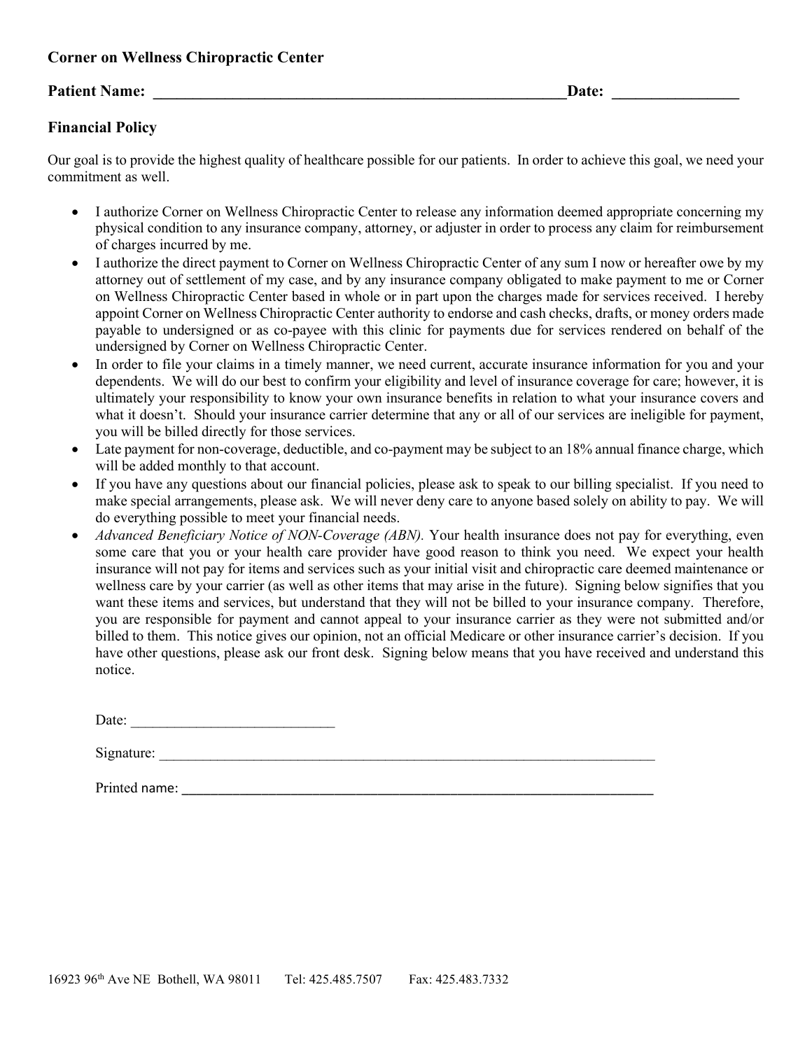**Corner on Wellness Chiropractic Center**

**Patient Name: \_\_\_\_\_\_\_\_\_\_\_\_\_\_\_\_\_\_\_\_\_\_\_\_\_\_\_\_\_\_\_\_\_\_\_\_\_\_\_\_\_\_\_\_\_\_\_\_\_\_\_\_\_\_Date: \_\_\_\_\_\_\_\_\_\_\_\_\_\_\_\_**

## Financial Policy

Our goal is to provide the highest quality of healthcare possible for our patients. In order to achieve this goal, we need your commitment as well.

- I authorize Corner on Wellness Chiropractic Center to release any information deemed appropriate concerning my physical condition to any insurance company, attorney, or adjuster in order to process any claim for reimbursement of charges incurred by me.
- I authorize the direct payment to Corner on Wellness Chiropractic Center of any sum I now or hereafter owe by my attorney out of settlement of my case, and by any insurance company obligated to make payment to me or Corner on Wellness Chiropractic Center based in whole or in part upon the charges made for services received. I hereby appoint Corner on Wellness Chiropractic Center authority to endorse and cash checks, drafts, or money orders made payable to undersigned or as co-payee with this clinic for payments due for services rendered on behalf of the undersigned by Corner on Wellness Chiropractic Center.
- In order to file your claims in a timely manner, we need current, accurate insurance information for you and your dependents. We will do our best to confirm your eligibility and level of insurance coverage for care; however, it is ultimately your responsibility to know your own insurance benefits in relation to what your insurance covers and what it doesn't. Should your insurance carrier determine that any or all of our services are ineligible for payment, you will be billed directly for those services.
- Late payment for non-coverage, deductible, and co-payment may be subject to an 18% annual finance charge, which will be added monthly to that account.
- If you have any questions about our financial policies, please ask to speak to our billing specialist. If you need to make special arrangements, please ask. We will never deny care to anyone based solely on ability to pay. We will do everything possible to meet your financial needs.
- *Advanced Beneficiary Notice of NON-Coverage (ABN).* Your health insurance does not pay for everything, even some care that you or your health care provider have good reason to think you need. We expect your health insurance will not pay for items and services such as your initial visit and chiropractic care deemed maintenance or wellness care by your carrier (as well as other items that may arise in the future). Signing below signifies that you want these items and services, but understand that they will not be billed to your insurance company. Therefore, you are responsible for payment and cannot appeal to your insurance carrier as they were not submitted and/or billed to them. This notice gives our opinion, not an official Medicare or other insurance carrier's decision. If you have other questions, please ask our front desk. Signing below means that you have received and understand this notice.

Date: \_\_\_\_\_\_\_\_\_\_\_\_\_\_\_\_\_\_\_\_\_\_\_\_\_\_\_

Signature: \_\_\_\_\_\_\_\_\_\_\_\_\_\_\_\_\_\_\_\_\_\_\_\_\_\_\_\_\_\_\_\_\_\_\_\_\_\_\_\_\_\_\_\_\_\_\_\_\_\_\_\_\_\_\_\_\_\_\_\_\_\_\_\_\_\_\_\_\_\_

Printed name: \_\_\_\_\_\_\_\_\_\_\_\_\_\_\_\_\_\_\_\_\_\_\_\_\_\_\_\_\_\_\_\_\_\_\_\_\_\_\_\_\_\_\_\_\_\_\_\_\_\_\_\_\_\_\_\_\_\_\_\_\_\_\_\_\_\_\_

16923 96th Ave NE Bothell, WA 98011 Tel: 425.485.7507 Fax: 425.483.7332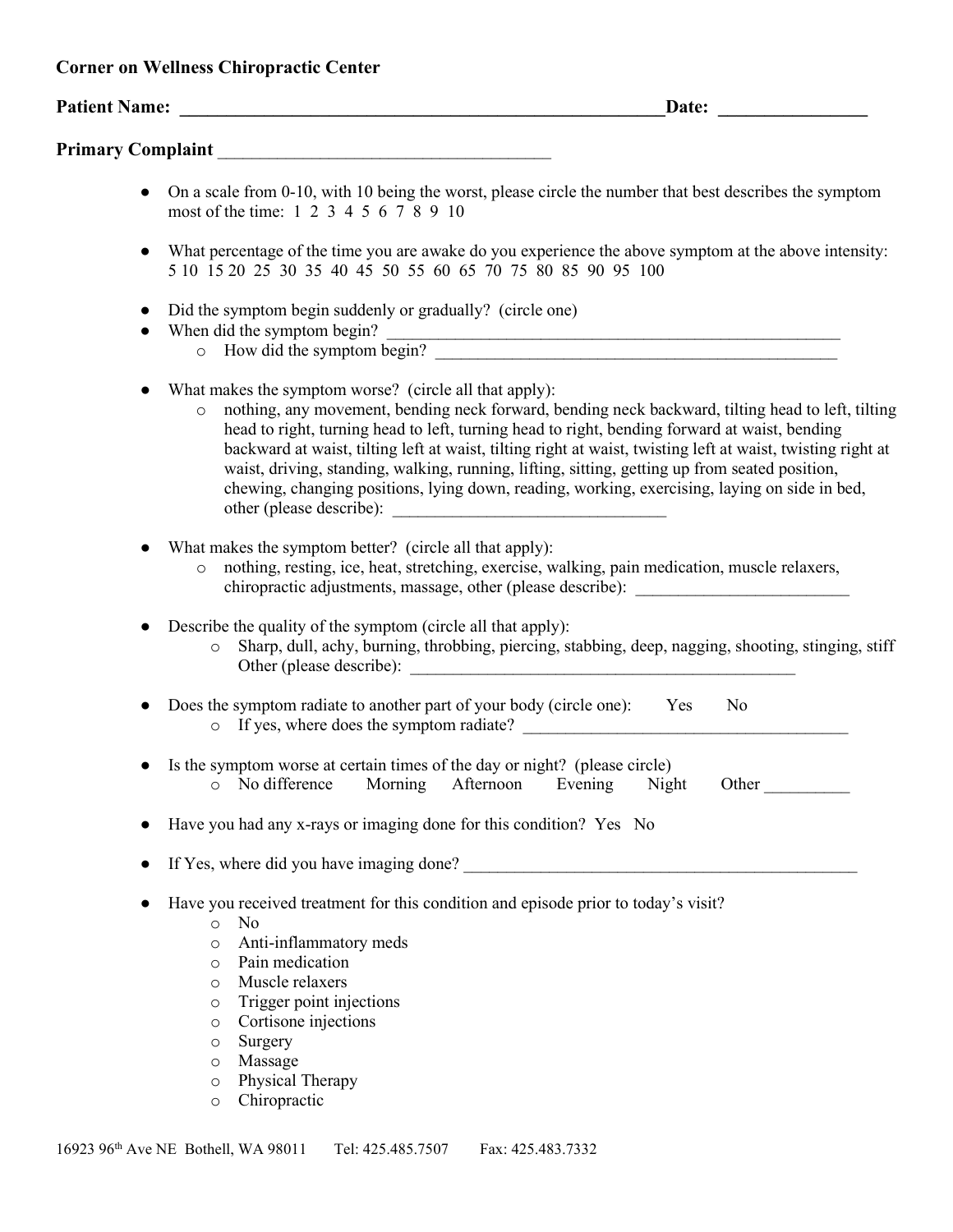**Corner on Wellness Chiropractic Center**

**Patient Name: _______________________________________________________Date: ________________**

**Primary Complaint** ______________________________________

- On a scale from 0-10, with 10 being the worst, please circle the number that best describes the symptom most of the time: 1 2 3 4 5 6 7 8 9 10

- What percentage of the time you are awake do you experience the above symptom at the above intensity: 5 10 15 20 25 30 35 40 45 50 55 60 65 70 75 80 85 90 95 100

- Did the symptom begin suddenly or gradually? (circle one)
- When did the symptom begin? _________________________________________________________
  - How did the symptom begin? ___________________________________________________

- What makes the symptom worse? (circle all that apply):
  - nothing, any movement, bending neck forward, bending neck backward, tilting head to left, tilting head to right, turning head to left, turning head to right, bending forward at waist, bending backward at waist, tilting left at waist, tilting right at waist, twisting left at waist, twisting right at waist, driving, standing, walking, running, lifting, sitting, getting up from seated position, chewing, changing positions, lying down, reading, working, exercising, laying on side in bed, other (please describe): ________________________________

- What makes the symptom better? (circle all that apply):
  - nothing, resting, ice, heat, stretching, exercise, walking, pain medication, muscle relaxers, chiropractic adjustments, massage, other (please describe): _________________________

- Describe the quality of the symptom (circle all that apply):
  - Sharp, dull, achy, burning, throbbing, piercing, stabbing, deep, nagging, shooting, stinging, stiff Other (please describe): ______________________________________________

- Does the symptom radiate to another part of your body (circle one): Yes No
  - If yes, where does the symptom radiate? _______________________________________

- Is the symptom worse at certain times of the day or night? (please circle)
  - No difference Morning Afternoon Evening Night Other __________

- Have you had any x-rays or imaging done for this condition? Yes No

- If Yes, where did you have imaging done? _______________________________________________

- Have you received treatment for this condition and episode prior to today's visit?
  - No
  - Anti-inflammatory meds
  - Pain medication
  - Muscle relaxers
  - Trigger point injections
  - Cortisone injections
  - Surgery
  - Massage
  - Physical Therapy
  - Chiropractic

16923 96th Ave NE Bothell, WA 98011 Tel: 425.485.7507 Fax: 425.483.7332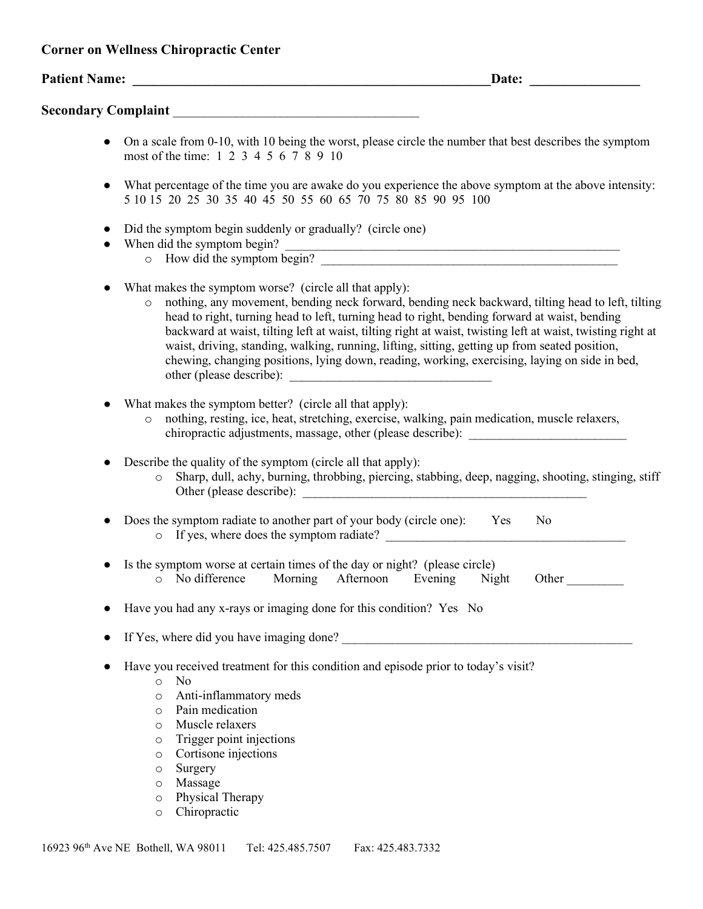**Corner on Wellness Chiropractic Center**

**Patient Name: \_\_\_\_\_\_\_\_\_\_\_\_\_\_\_\_\_\_\_\_\_\_\_\_\_\_\_\_\_\_\_\_\_\_\_\_\_\_\_\_\_\_\_\_\_\_\_\_\_\_\_\_\_\_Date: \_\_\_\_\_\_\_\_\_\_\_\_\_\_\_\_**

**Secondary Complaint** \_\_\_\_\_\_\_\_\_\_\_\_\_\_\_\_\_\_\_\_\_\_\_\_\_\_\_\_\_\_\_\_\_\_\_\_\_\_

- On a scale from 0-10, with 10 being the worst, please circle the number that best describes the symptom most of the time: 1 2 3 4 5 6 7 8 9 10

- What percentage of the time you are awake do you experience the above symptom at the above intensity: 5 10 15 20 25 30 35 40 45 50 55 60 65 70 75 80 85 90 95 100

- Did the symptom begin suddenly or gradually? (circle one)
- When did the symptom begin? \_\_\_\_\_\_\_\_\_\_\_\_\_\_\_\_\_\_\_\_\_\_\_\_\_\_\_\_\_\_\_\_\_\_\_\_\_\_\_\_\_\_\_\_\_\_\_\_\_\_\_\_\_\_
  - How did the symptom begin? \_\_\_\_\_\_\_\_\_\_\_\_\_\_\_\_\_\_\_\_\_\_\_\_\_\_\_\_\_\_\_\_\_\_\_\_\_\_\_\_\_\_\_\_\_\_\_\_

- What makes the symptom worse? (circle all that apply):
  - nothing, any movement, bending neck forward, bending neck backward, tilting head to left, tilting head to right, turning head to left, turning head to right, bending forward at waist, bending backward at waist, tilting left at waist, tilting right at waist, twisting left at waist, twisting right at waist, driving, standing, walking, running, lifting, sitting, getting up from seated position, chewing, changing positions, lying down, reading, working, exercising, laying on side in bed, other (please describe): \_\_\_\_\_\_\_\_\_\_\_\_\_\_\_\_\_\_\_\_\_\_\_\_\_\_\_\_\_\_\_\_

- What makes the symptom better? (circle all that apply):
  - nothing, resting, ice, heat, stretching, exercise, walking, pain medication, muscle relaxers, chiropractic adjustments, massage, other (please describe): \_\_\_\_\_\_\_\_\_\_\_\_\_\_\_\_\_\_\_\_\_\_\_\_\_

- Describe the quality of the symptom (circle all that apply):
  - Sharp, dull, achy, burning, throbbing, piercing, stabbing, deep, nagging, shooting, stinging, stiff Other (please describe): \_\_\_\_\_\_\_\_\_\_\_\_\_\_\_\_\_\_\_\_\_\_\_\_\_\_\_\_\_\_\_\_\_\_\_\_\_\_\_\_\_\_\_\_\_\_

- Does the symptom radiate to another part of your body (circle one): Yes No
  - If yes, where does the symptom radiate? \_\_\_\_\_\_\_\_\_\_\_\_\_\_\_\_\_\_\_\_\_\_\_\_\_\_\_\_\_\_\_\_\_\_\_\_\_\_\_

- Is the symptom worse at certain times of the day or night? (please circle)
  - No difference Morning Afternoon Evening Night Other \_\_\_\_\_\_\_\_\_

- Have you had any x-rays or imaging done for this condition? Yes No

- If Yes, where did you have imaging done? \_\_\_\_\_\_\_\_\_\_\_\_\_\_\_\_\_\_\_\_\_\_\_\_\_\_\_\_\_\_\_\_\_\_\_\_\_\_\_\_\_\_\_\_\_\_\_\_

- Have you received treatment for this condition and episode prior to today's visit?
  - No
  - Anti-inflammatory meds
  - Pain medication
  - Muscle relaxers
  - Trigger point injections
  - Cortisone injections
  - Surgery
  - Massage
  - Physical Therapy
  - Chiropractic

16923 96th Ave NE Bothell, WA 98011 Tel: 425.485.7507 Fax: 425.483.7332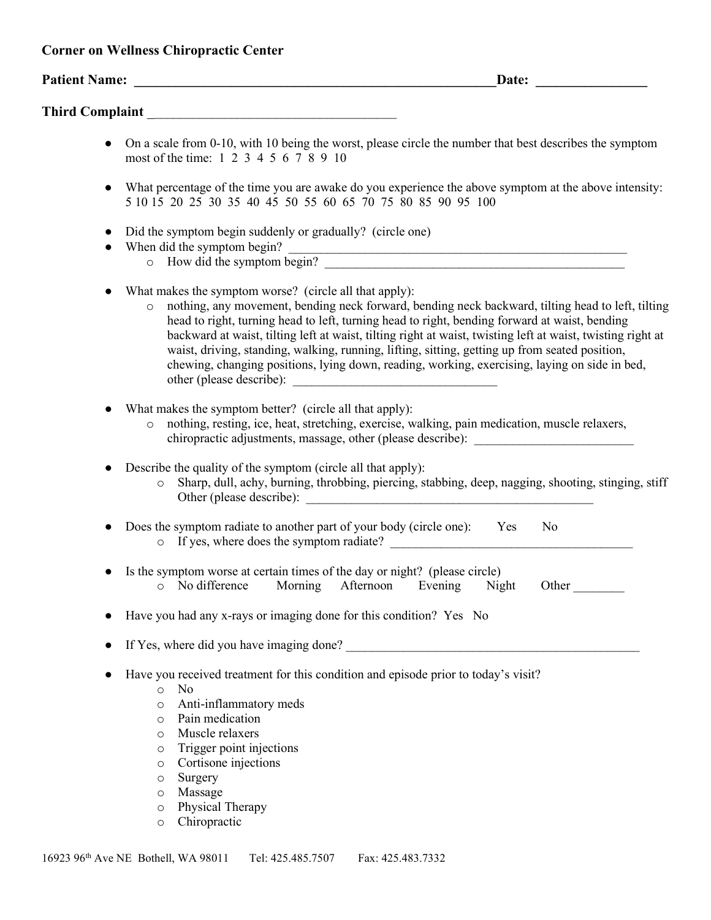**Corner on Wellness Chiropractic Center**

**Patient Name: \_\_\_\_\_\_\_\_\_\_\_\_\_\_\_\_\_\_\_\_\_\_\_\_\_\_\_\_\_\_\_\_\_\_\_\_\_\_\_\_\_\_\_\_\_\_\_\_\_\_\_\_\_\_\_\_Date: \_\_\_\_\_\_\_\_\_\_\_\_\_\_\_\_**

**Third Complaint** \_\_\_\_\_\_\_\_\_\_\_\_\_\_\_\_\_\_\_\_\_\_\_\_\_\_\_\_\_\_\_\_\_\_\_\_\_\_

- On a scale from 0-10, with 10 being the worst, please circle the number that best describes the symptom most of the time: 1 2 3 4 5 6 7 8 9 10

- What percentage of the time you are awake do you experience the above symptom at the above intensity: 5 10 15 20 25 30 35 40 45 50 55 60 65 70 75 80 85 90 95 100

- Did the symptom begin suddenly or gradually? (circle one)
- When did the symptom begin? \_\_\_\_\_\_\_\_\_\_\_\_\_\_\_\_\_\_\_\_\_\_\_\_\_\_\_\_\_\_\_\_\_\_\_\_\_\_\_\_\_\_\_\_\_\_\_\_\_\_\_\_\_\_\_\_
  - How did the symptom begin? \_\_\_\_\_\_\_\_\_\_\_\_\_\_\_\_\_\_\_\_\_\_\_\_\_\_\_\_\_\_\_\_\_\_\_\_\_\_\_\_\_\_\_\_\_\_\_\_\_\_

- What makes the symptom worse? (circle all that apply):
  - nothing, any movement, bending neck forward, bending neck backward, tilting head to left, tilting head to right, turning head to left, turning head to right, bending forward at waist, bending backward at waist, tilting left at waist, tilting right at waist, twisting left at waist, twisting right at waist, driving, standing, walking, running, lifting, sitting, getting up from seated position, chewing, changing positions, lying down, reading, working, exercising, laying on side in bed, other (please describe): \_\_\_\_\_\_\_\_\_\_\_\_\_\_\_\_\_\_\_\_\_\_\_\_\_\_\_\_\_\_\_\_\_

- What makes the symptom better? (circle all that apply):
  - nothing, resting, ice, heat, stretching, exercise, walking, pain medication, muscle relaxers, chiropractic adjustments, massage, other (please describe): \_\_\_\_\_\_\_\_\_\_\_\_\_\_\_\_\_\_\_\_\_\_\_\_\_\_

- Describe the quality of the symptom (circle all that apply):
  - Sharp, dull, achy, burning, throbbing, piercing, stabbing, deep, nagging, shooting, stinging, stiff Other (please describe): \_\_\_\_\_\_\_\_\_\_\_\_\_\_\_\_\_\_\_\_\_\_\_\_\_\_\_\_\_\_\_\_\_\_\_\_\_\_\_\_\_\_\_\_\_\_\_

- Does the symptom radiate to another part of your body (circle one): Yes No
  - If yes, where does the symptom radiate? \_\_\_\_\_\_\_\_\_\_\_\_\_\_\_\_\_\_\_\_\_\_\_\_\_\_\_\_\_\_\_\_\_\_\_\_\_\_\_\_

- Is the symptom worse at certain times of the day or night? (please circle)
  - No difference Morning Afternoon Evening Night Other \_\_\_\_\_\_\_\_

- Have you had any x-rays or imaging done for this condition? Yes No

- If Yes, where did you have imaging done? \_\_\_\_\_\_\_\_\_\_\_\_\_\_\_\_\_\_\_\_\_\_\_\_\_\_\_\_\_\_\_\_\_\_\_\_\_\_\_\_\_\_\_\_\_\_\_\_

- Have you received treatment for this condition and episode prior to today's visit?
  - No
  - Anti-inflammatory meds
  - Pain medication
  - Muscle relaxers
  - Trigger point injections
  - Cortisone injections
  - Surgery
  - Massage
  - Physical Therapy
  - Chiropractic

16923 96th Ave NE Bothell, WA 98011 Tel: 425.485.7507 Fax: 425.483.7332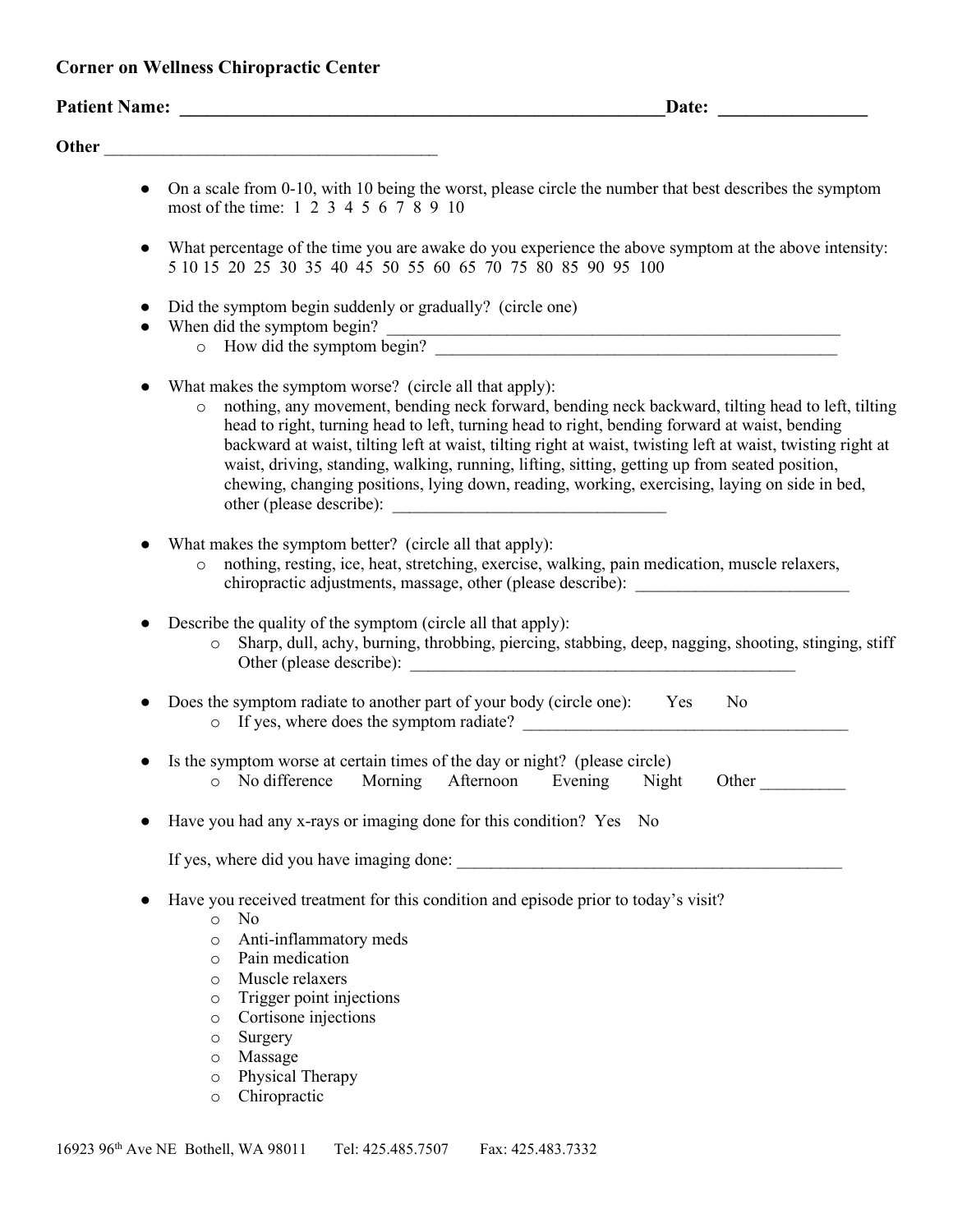**Corner on Wellness Chiropractic Center**

**Patient Name:** ______________________________________________________**Date:** ________________

**Other** ______________________________________

- On a scale from 0-10, with 10 being the worst, please circle the number that best describes the symptom most of the time: 1 2 3 4 5 6 7 8 9 10

- What percentage of the time you are awake do you experience the above symptom at the above intensity: 5 10 15 20 25 30 35 40 45 50 55 60 65 70 75 80 85 90 95 100

- Did the symptom begin suddenly or gradually? (circle one)
- When did the symptom begin? _______________________________________________________
  - How did the symptom begin? ________________________________________________

- What makes the symptom worse? (circle all that apply):
  - nothing, any movement, bending neck forward, bending neck backward, tilting head to left, tilting head to right, turning head to left, turning head to right, bending forward at waist, bending backward at waist, tilting left at waist, tilting right at waist, twisting left at waist, twisting right at waist, driving, standing, walking, running, lifting, sitting, getting up from seated position, chewing, changing positions, lying down, reading, working, exercising, laying on side in bed, other (please describe): ________________________________

- What makes the symptom better? (circle all that apply):
  - nothing, resting, ice, heat, stretching, exercise, walking, pain medication, muscle relaxers, chiropractic adjustments, massage, other (please describe): _________________________

- Describe the quality of the symptom (circle all that apply):
  - Sharp, dull, achy, burning, throbbing, piercing, stabbing, deep, nagging, shooting, stinging, stiff Other (please describe): ______________________________________________

- Does the symptom radiate to another part of your body (circle one): Yes No
  - If yes, where does the symptom radiate? ______________________________________

- Is the symptom worse at certain times of the day or night? (please circle)
  - No difference Morning Afternoon Evening Night Other __________

- Have you had any x-rays or imaging done for this condition? Yes No

  If yes, where did you have imaging done: _______________________________________________

- Have you received treatment for this condition and episode prior to today's visit?
  - No
  - Anti-inflammatory meds
  - Pain medication
  - Muscle relaxers
  - Trigger point injections
  - Cortisone injections
  - Surgery
  - Massage
  - Physical Therapy
  - Chiropractic

16923 96th Ave NE Bothell, WA 98011 Tel: 425.485.7507 Fax: 425.483.7332